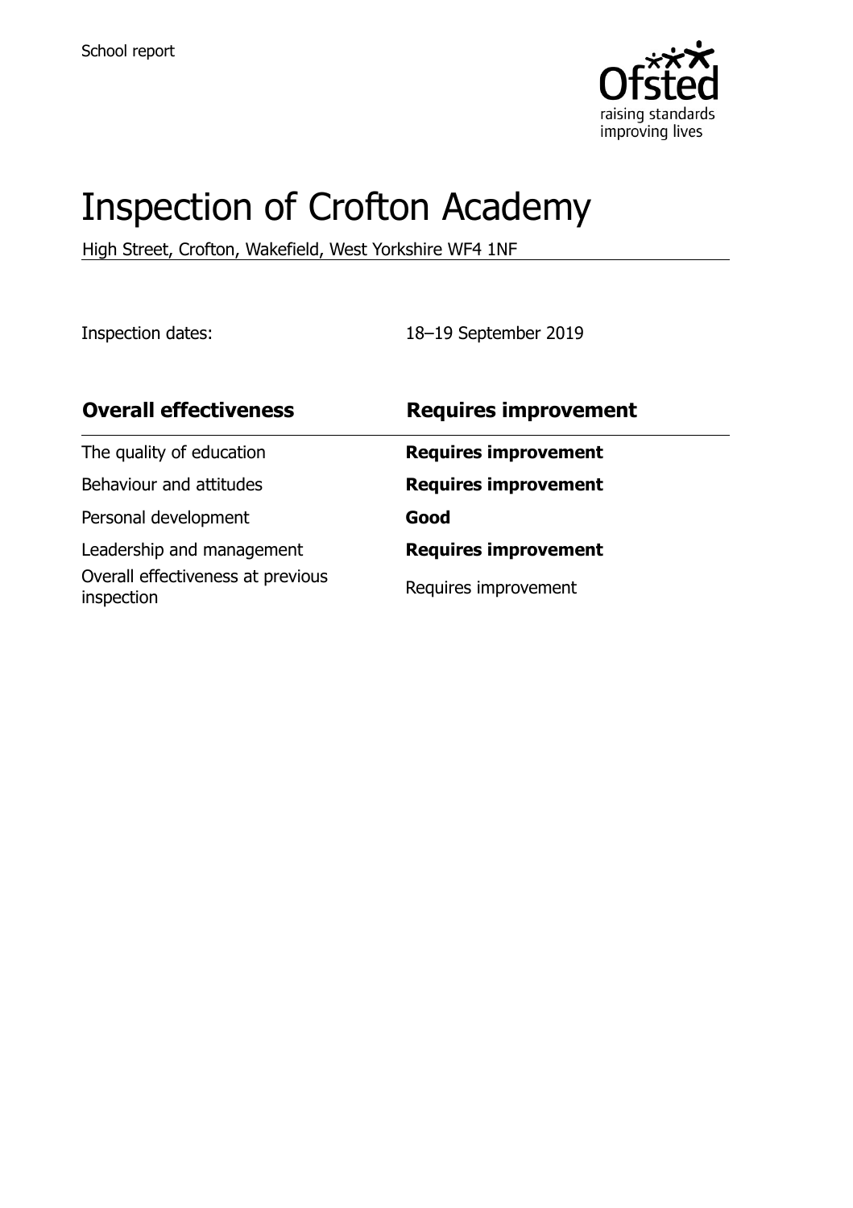School report

# Inspection of Crofton Academy

High Street, Crofton, Wakefield, West Yorkshire WF4 1NF

Inspection dates: 18–19 September 2019

| **Overall effectiveness** | **Requires improvement** |
| --- | --- |
| The quality of education | **Requires improvement** |
| Behaviour and attitudes | **Requires improvement** |
| Personal development | **Good** |
| Leadership and management | **Requires improvement** |
| Overall effectiveness at previous inspection | Requires improvement |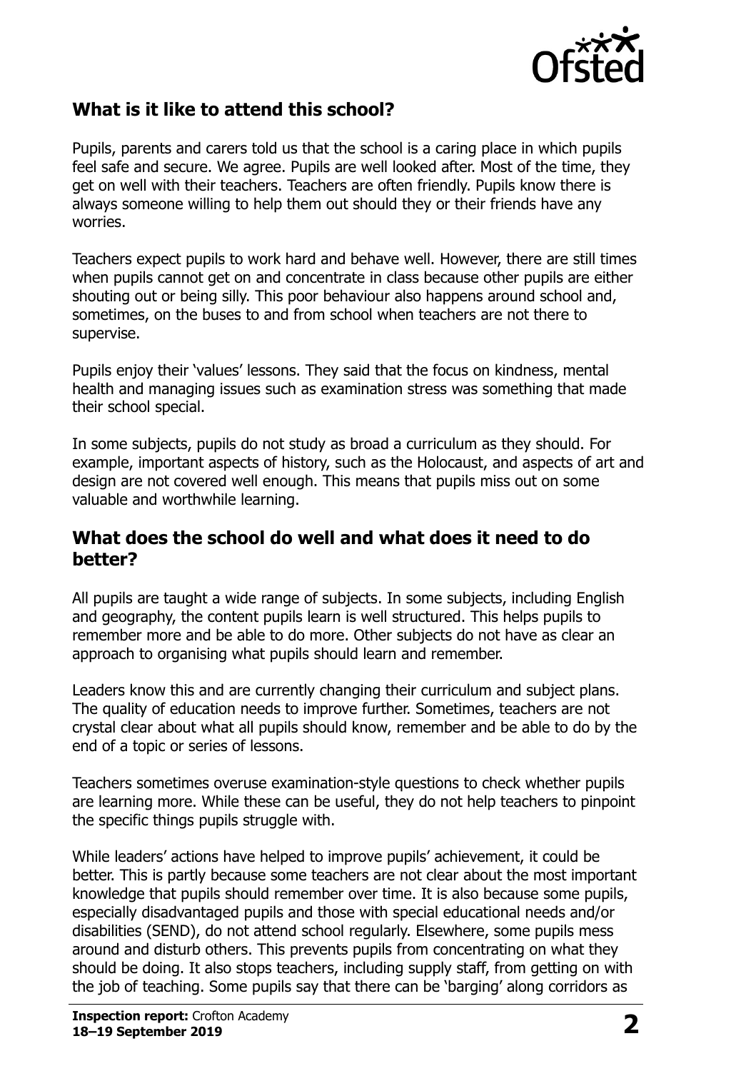## What is it like to attend this school?

Pupils, parents and carers told us that the school is a caring place in which pupils feel safe and secure. We agree. Pupils are well looked after. Most of the time, they get on well with their teachers. Teachers are often friendly. Pupils know there is always someone willing to help them out should they or their friends have any worries.

Teachers expect pupils to work hard and behave well. However, there are still times when pupils cannot get on and concentrate in class because other pupils are either shouting out or being silly. This poor behaviour also happens around school and, sometimes, on the buses to and from school when teachers are not there to supervise.

Pupils enjoy their 'values' lessons. They said that the focus on kindness, mental health and managing issues such as examination stress was something that made their school special.

In some subjects, pupils do not study as broad a curriculum as they should. For example, important aspects of history, such as the Holocaust, and aspects of art and design are not covered well enough. This means that pupils miss out on some valuable and worthwhile learning.

## What does the school do well and what does it need to do better?

All pupils are taught a wide range of subjects. In some subjects, including English and geography, the content pupils learn is well structured. This helps pupils to remember more and be able to do more. Other subjects do not have as clear an approach to organising what pupils should learn and remember.

Leaders know this and are currently changing their curriculum and subject plans. The quality of education needs to improve further. Sometimes, teachers are not crystal clear about what all pupils should know, remember and be able to do by the end of a topic or series of lessons.

Teachers sometimes overuse examination-style questions to check whether pupils are learning more. While these can be useful, they do not help teachers to pinpoint the specific things pupils struggle with.

While leaders' actions have helped to improve pupils' achievement, it could be better. This is partly because some teachers are not clear about the most important knowledge that pupils should remember over time. It is also because some pupils, especially disadvantaged pupils and those with special educational needs and/or disabilities (SEND), do not attend school regularly. Elsewhere, some pupils mess around and disturb others. This prevents pupils from concentrating on what they should be doing. It also stops teachers, including supply staff, from getting on with the job of teaching. Some pupils say that there can be 'barging' along corridors as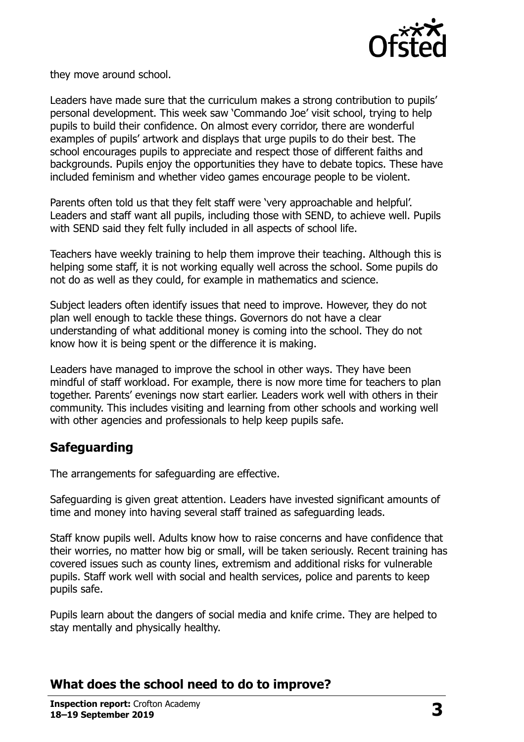they move around school.

Leaders have made sure that the curriculum makes a strong contribution to pupils' personal development. This week saw 'Commando Joe' visit school, trying to help pupils to build their confidence. On almost every corridor, there are wonderful examples of pupils' artwork and displays that urge pupils to do their best. The school encourages pupils to appreciate and respect those of different faiths and backgrounds. Pupils enjoy the opportunities they have to debate topics. These have included feminism and whether video games encourage people to be violent.

Parents often told us that they felt staff were 'very approachable and helpful'. Leaders and staff want all pupils, including those with SEND, to achieve well. Pupils with SEND said they felt fully included in all aspects of school life.

Teachers have weekly training to help them improve their teaching. Although this is helping some staff, it is not working equally well across the school. Some pupils do not do as well as they could, for example in mathematics and science.

Subject leaders often identify issues that need to improve. However, they do not plan well enough to tackle these things. Governors do not have a clear understanding of what additional money is coming into the school. They do not know how it is being spent or the difference it is making.

Leaders have managed to improve the school in other ways. They have been mindful of staff workload. For example, there is now more time for teachers to plan together. Parents' evenings now start earlier. Leaders work well with others in their community. This includes visiting and learning from other schools and working well with other agencies and professionals to help keep pupils safe.

## Safeguarding

The arrangements for safeguarding are effective.

Safeguarding is given great attention. Leaders have invested significant amounts of time and money into having several staff trained as safeguarding leads.

Staff know pupils well. Adults know how to raise concerns and have confidence that their worries, no matter how big or small, will be taken seriously. Recent training has covered issues such as county lines, extremism and additional risks for vulnerable pupils. Staff work well with social and health services, police and parents to keep pupils safe.

Pupils learn about the dangers of social media and knife crime. They are helped to stay mentally and physically healthy.

## What does the school need to do to improve?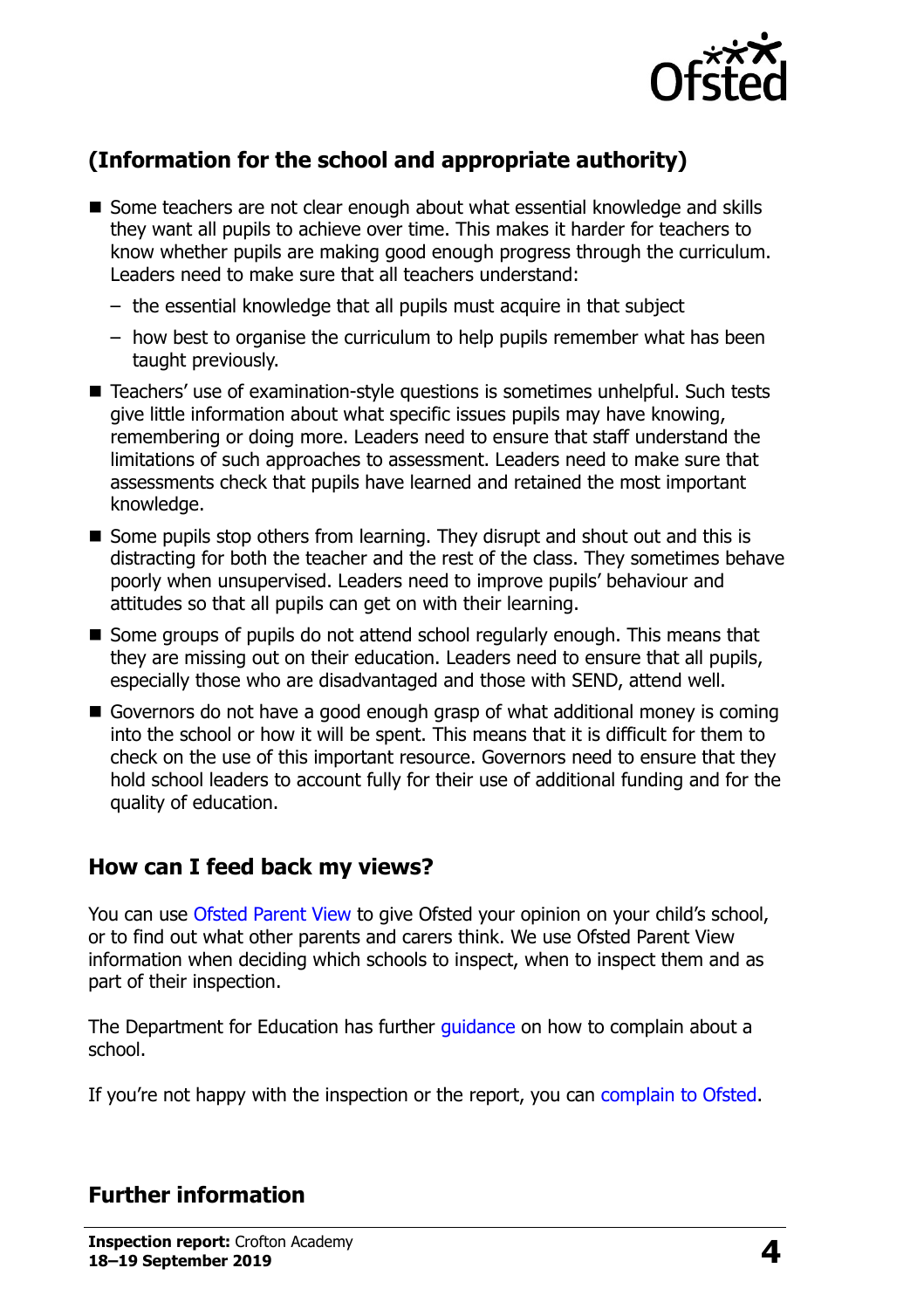## (Information for the school and appropriate authority)

- Some teachers are not clear enough about what essential knowledge and skills they want all pupils to achieve over time. This makes it harder for teachers to know whether pupils are making good enough progress through the curriculum. Leaders need to make sure that all teachers understand:
  - the essential knowledge that all pupils must acquire in that subject
  - how best to organise the curriculum to help pupils remember what has been taught previously.
- Teachers' use of examination-style questions is sometimes unhelpful. Such tests give little information about what specific issues pupils may have knowing, remembering or doing more. Leaders need to ensure that staff understand the limitations of such approaches to assessment. Leaders need to make sure that assessments check that pupils have learned and retained the most important knowledge.
- Some pupils stop others from learning. They disrupt and shout out and this is distracting for both the teacher and the rest of the class. They sometimes behave poorly when unsupervised. Leaders need to improve pupils' behaviour and attitudes so that all pupils can get on with their learning.
- Some groups of pupils do not attend school regularly enough. This means that they are missing out on their education. Leaders need to ensure that all pupils, especially those who are disadvantaged and those with SEND, attend well.
- Governors do not have a good enough grasp of what additional money is coming into the school or how it will be spent. This means that it is difficult for them to check on the use of this important resource. Governors need to ensure that they hold school leaders to account fully for their use of additional funding and for the quality of education.

### How can I feed back my views?

You can use Ofsted Parent View to give Ofsted your opinion on your child's school, or to find out what other parents and carers think. We use Ofsted Parent View information when deciding which schools to inspect, when to inspect them and as part of their inspection.

The Department for Education has further guidance on how to complain about a school.

If you're not happy with the inspection or the report, you can complain to Ofsted.

### Further information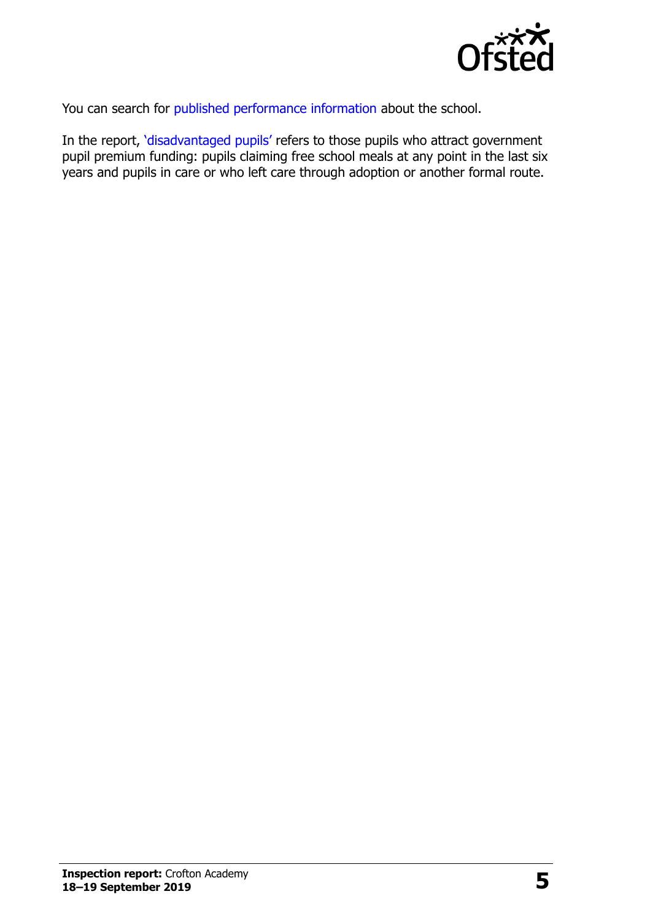You can search for published performance information about the school.

In the report, 'disadvantaged pupils' refers to those pupils who attract government pupil premium funding: pupils claiming free school meals at any point in the last six years and pupils in care or who left care through adoption or another formal route.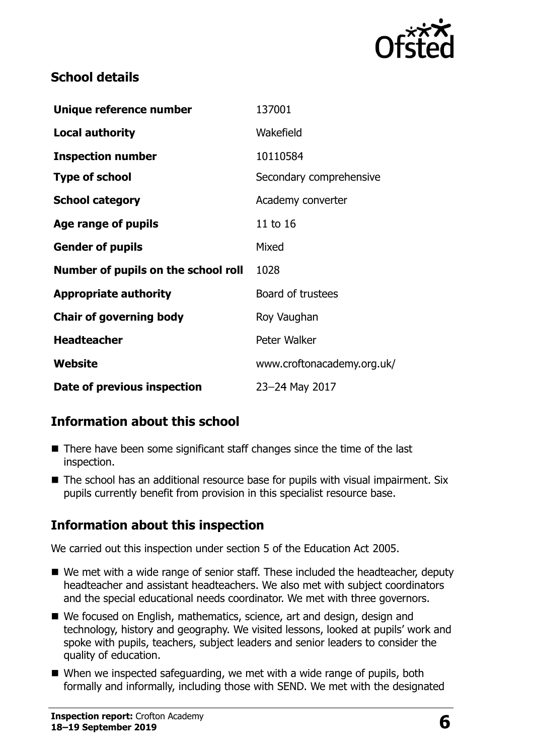## School details

| | |
|---|---|
| **Unique reference number** | 137001 |
| **Local authority** | Wakefield |
| **Inspection number** | 10110584 |
| **Type of school** | Secondary comprehensive |
| **School category** | Academy converter |
| **Age range of pupils** | 11 to 16 |
| **Gender of pupils** | Mixed |
| **Number of pupils on the school roll** | 1028 |
| **Appropriate authority** | Board of trustees |
| **Chair of governing body** | Roy Vaughan |
| **Headteacher** | Peter Walker |
| **Website** | www.croftonacademy.org.uk/ |
| **Date of previous inspection** | 23–24 May 2017 |

## Information about this school

- There have been some significant staff changes since the time of the last inspection.
- The school has an additional resource base for pupils with visual impairment. Six pupils currently benefit from provision in this specialist resource base.

## Information about this inspection

We carried out this inspection under section 5 of the Education Act 2005.

- We met with a wide range of senior staff. These included the headteacher, deputy headteacher and assistant headteachers. We also met with subject coordinators and the special educational needs coordinator. We met with three governors.
- We focused on English, mathematics, science, art and design, design and technology, history and geography. We visited lessons, looked at pupils' work and spoke with pupils, teachers, subject leaders and senior leaders to consider the quality of education.
- When we inspected safeguarding, we met with a wide range of pupils, both formally and informally, including those with SEND. We met with the designated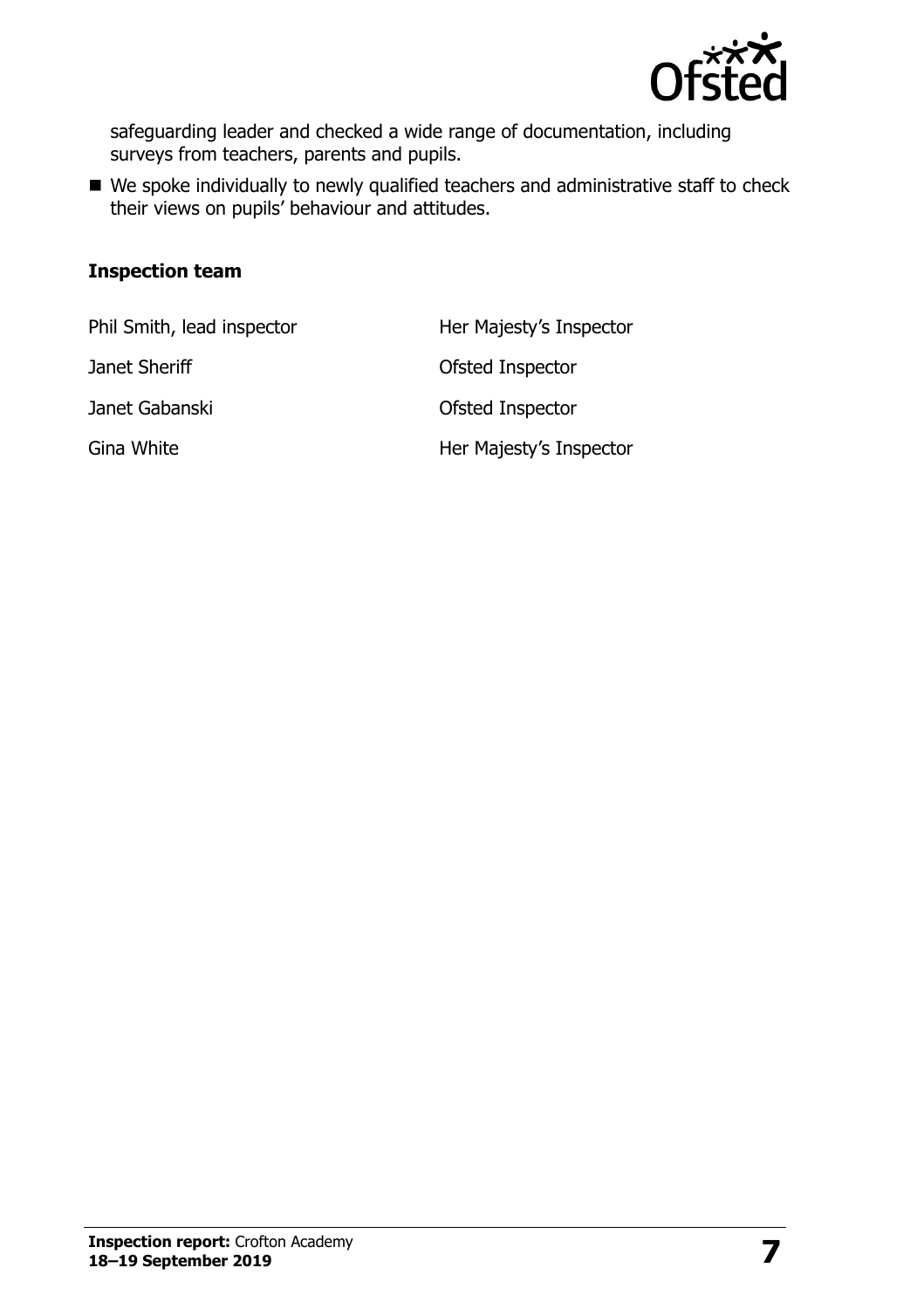safeguarding leader and checked a wide range of documentation, including surveys from teachers, parents and pupils.

- We spoke individually to newly qualified teachers and administrative staff to check their views on pupils' behaviour and attitudes.

### Inspection team

| | |
|---|---|
| Phil Smith, lead inspector | Her Majesty's Inspector |
| Janet Sheriff | Ofsted Inspector |
| Janet Gabanski | Ofsted Inspector |
| Gina White | Her Majesty's Inspector |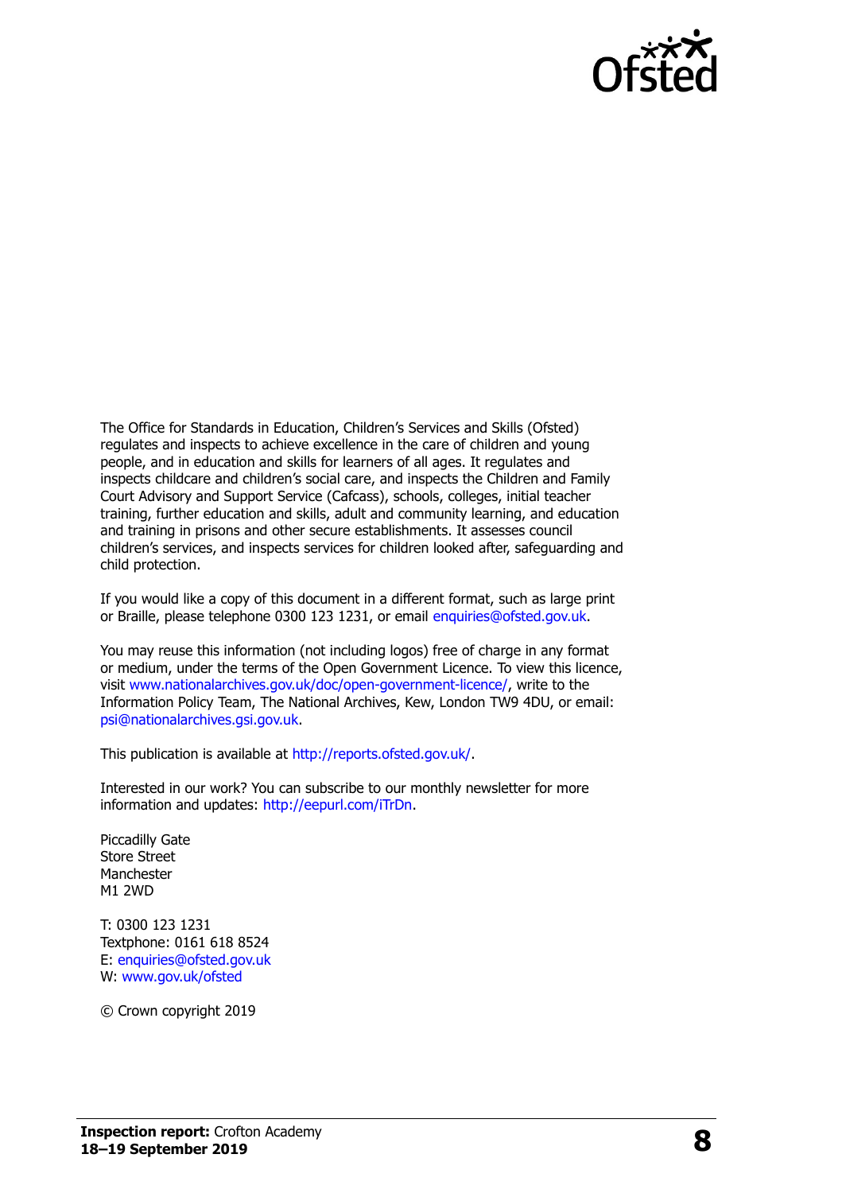The Office for Standards in Education, Children's Services and Skills (Ofsted) regulates and inspects to achieve excellence in the care of children and young people, and in education and skills for learners of all ages. It regulates and inspects childcare and children's social care, and inspects the Children and Family Court Advisory and Support Service (Cafcass), schools, colleges, initial teacher training, further education and skills, adult and community learning, and education and training in prisons and other secure establishments. It assesses council children's services, and inspects services for children looked after, safeguarding and child protection.

If you would like a copy of this document in a different format, such as large print or Braille, please telephone 0300 123 1231, or email enquiries@ofsted.gov.uk.

You may reuse this information (not including logos) free of charge in any format or medium, under the terms of the Open Government Licence. To view this licence, visit www.nationalarchives.gov.uk/doc/open-government-licence/, write to the Information Policy Team, The National Archives, Kew, London TW9 4DU, or email: psi@nationalarchives.gsi.gov.uk.

This publication is available at http://reports.ofsted.gov.uk/.

Interested in our work? You can subscribe to our monthly newsletter for more information and updates: http://eepurl.com/iTrDn.

Piccadilly Gate
Store Street
Manchester
M1 2WD

T: 0300 123 1231
Textphone: 0161 618 8524
E: enquiries@ofsted.gov.uk
W: www.gov.uk/ofsted

© Crown copyright 2019